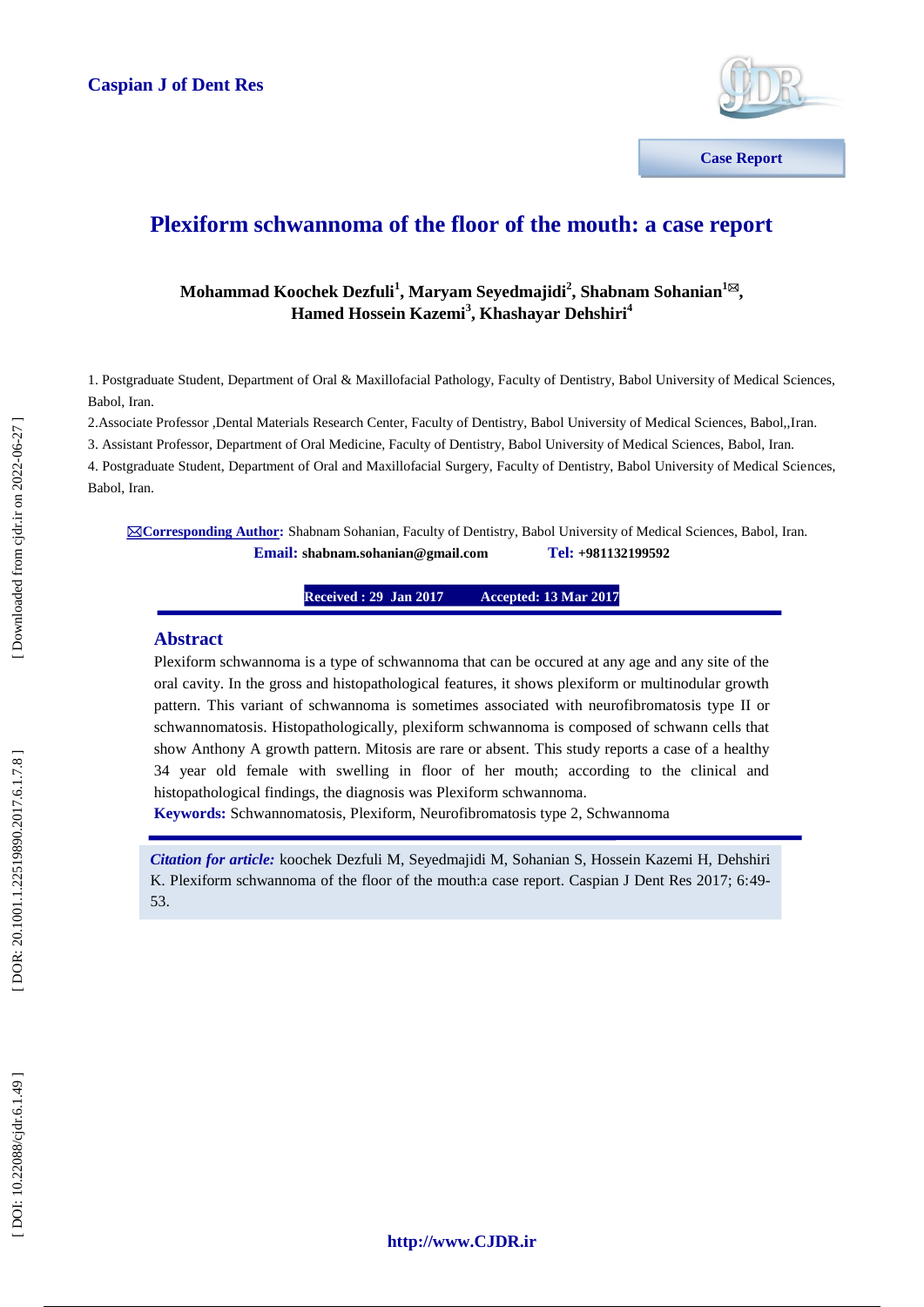Caspian J of Dent Res

Case Report

# Plexiform schwannoma of the floor of the mouth: a case report

**Mohammad Koochek Dezfuli[1], Maryam Seyedmajidi[2], Shabnam Sohanian[1✉], Hamed Hossein Kazemi[3], Khashayar Dehshiri[4]**

1. Postgraduate Student, Department of Oral & Maxillofacial Pathology, Faculty of Dentistry, Babol University of Medical Sciences, Babol, Iran.
2. Associate Professor ,Dental Materials Research Center, Faculty of Dentistry, Babol University of Medical Sciences, Babol,,Iran.
3. Assistant Professor, Department of Oral Medicine, Faculty of Dentistry, Babol University of Medical Sciences, Babol, Iran.
4. Postgraduate Student, Department of Oral and Maxillofacial Surgery, Faculty of Dentistry, Babol University of Medical Sciences, Babol, Iran.

✉**Corresponding Author:** Shabnam Sohanian, Faculty of Dentistry, Babol University of Medical Sciences, Babol, Iran.
**Email:** **shabnam.sohanian@gmail.com** **Tel:** **+981132199592**

**Received : 29 Jan 2017** **Accepted: 13 Mar 2017**

## Abstract

Plexiform schwannoma is a type of schwannoma that can be occured at any age and any site of the oral cavity. In the gross and histopathological features, it shows plexiform or multinodular growth pattern. This variant of schwannoma is sometimes associated with neurofibromatosis type II or schwannomatosis. Histopathologically, plexiform schwannoma is composed of schwann cells that show Anthony A growth pattern. Mitosis are rare or absent. This study reports a case of a healthy 34 year old female with swelling in floor of her mouth; according to the clinical and histopathological findings, the diagnosis was Plexiform schwannoma.

**Keywords:** Schwannomatosis, Plexiform, Neurofibromatosis type 2, Schwannoma

***Citation for article:*** koochek Dezfuli M, Seyedmajidi M, Sohanian S, Hossein Kazemi H, Dehshiri K. Plexiform schwannoma of the floor of the mouth:a case report. Caspian J Dent Res 2017; 6:49-53.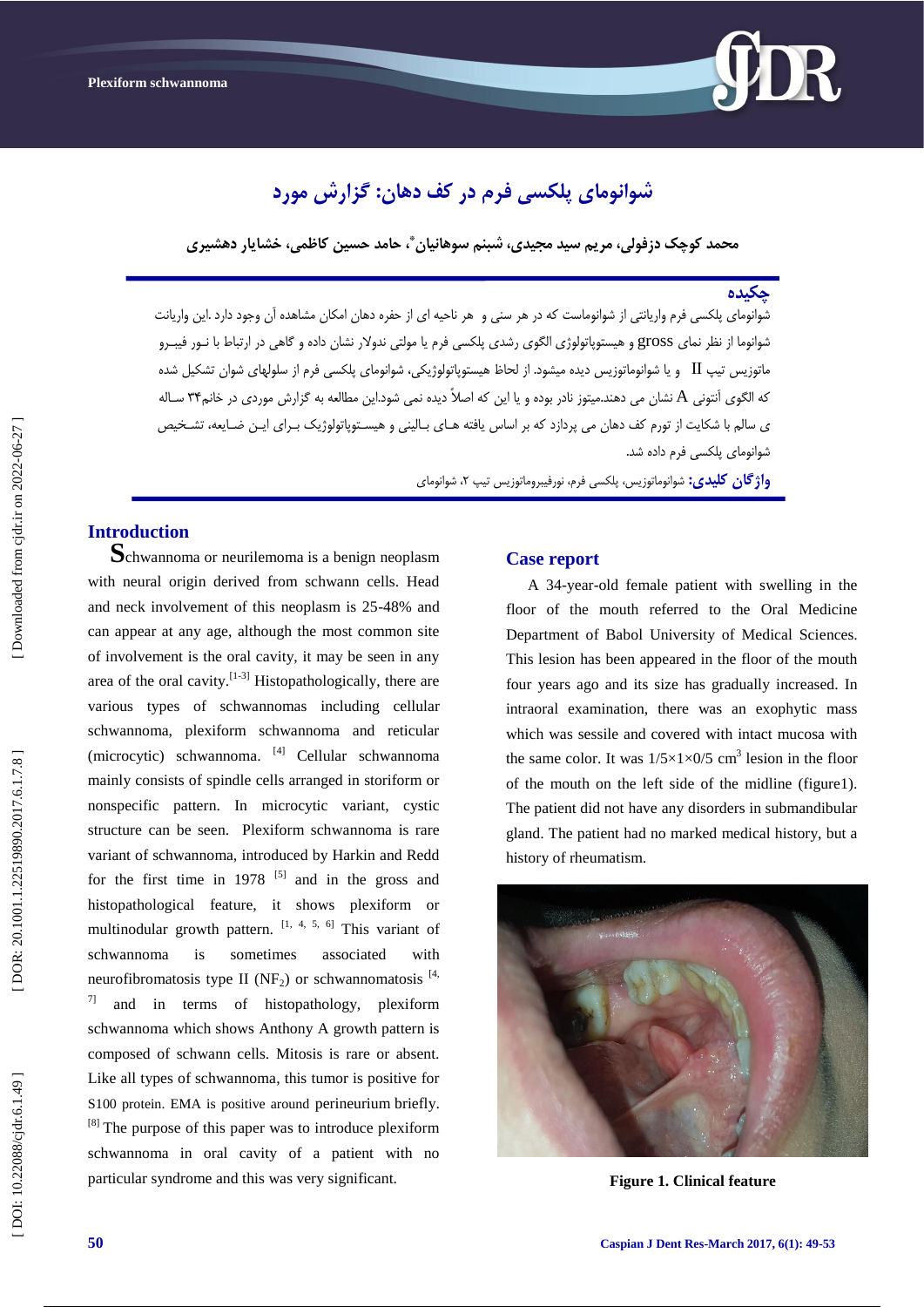# شوانومای پلکسی فرم در کف دهان: گزارش مورد

**محمد کوچک دزفولی، مریم سید مجیدی، شبنم سوهانیان[*]، حامد حسین کاظمی، خشایار دهشیری**

## چکیده

شوانومای پلکسی فرم واریانتی از شوانوماست که در هر سنی و هر ناحیه ای از حفره دهان امکان مشاهده آن وجود دارد .این واریانت شوانوما از نظر نمای gross و هیستوپاتولوژی الگوی رشدی پلکسی فرم یا مولتی ندولار نشان داده و گاهی در ارتباط با نـور فیبـرو ماتوزیس تیپ II و یا شوانوماتوزیس دیده میشود. از لحاظ هیستوپاتولوژیکی، شوانومای پلکسی فرم از سلولهای شوان تشکیل شده که الگوی آنتونی A نشان می دهند.میتوز نادر بوده و یا این که اصلاً دیده نمی شود.این مطالعه به گزارش موردی در خانم۳۴ سـاله ی سالم با شکایت از تورم کف دهان می پردازد که بر اساس یافته هـای بـالینی و هیسـتوپاتولوژیک بـرای ایـن ضـایعه، تشـخیص شوانومای پلکسی فرم داده شد.

**واژگان کلیدی:** شوانوماتوزیس، پلکسی فرم، نورفیبروماتوزیس تیپ ۲، شوانومای

## Introduction

Schwannoma or neurilemoma is a benign neoplasm with neural origin derived from schwann cells. Head and neck involvement of this neoplasm is 25-48% and can appear at any age, although the most common site of involvement is the oral cavity, it may be seen in any area of the oral cavity.[1-3] Histopathologically, there are various types of schwannomas including cellular schwannoma, plexiform schwannoma and reticular (microcytic) schwannoma. [4] Cellular schwannoma mainly consists of spindle cells arranged in storiform or nonspecific pattern. In microcytic variant, cystic structure can be seen. Plexiform schwannoma is rare variant of schwannoma, introduced by Harkin and Redd for the first time in 1978 [5] and in the gross and histopathological feature, it shows plexiform or multinodular growth pattern. [1, 4, 5, 6] This variant of schwannoma is sometimes associated with neurofibromatosis type II ($NF_2$) or schwannomatosis [4, 7] and in terms of histopathology, plexiform schwannoma which shows Anthony A growth pattern is composed of schwann cells. Mitosis is rare or absent. Like all types of schwannoma, this tumor is positive for S100 protein. EMA is positive around perineurium briefly. [8] The purpose of this paper was to introduce plexiform schwannoma in oral cavity of a patient with no particular syndrome and this was very significant.

## Case report

A 34-year-old female patient with swelling in the floor of the mouth referred to the Oral Medicine Department of Babol University of Medical Sciences. This lesion has been appeared in the floor of the mouth four years ago and its size has gradually increased. In intraoral examination, there was an exophytic mass which was sessile and covered with intact mucosa with the same color. It was 1/5×1×0/5 $cm^3$ lesion in the floor of the mouth on the left side of the midline (figure1). The patient did not have any disorders in submandibular gland. The patient had no marked medical history, but a history of rheumatism.

**Figure 1. Clinical feature**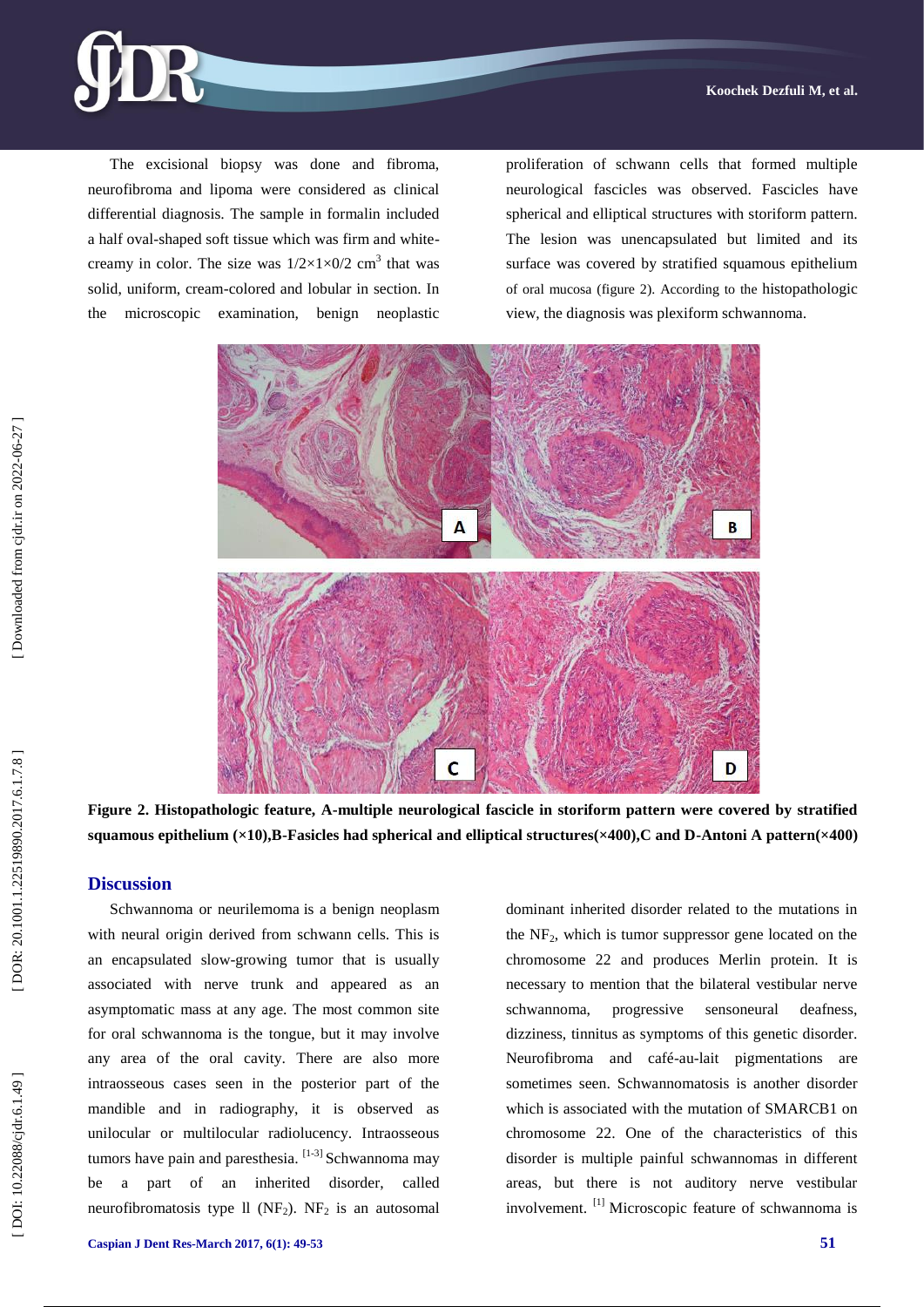The excisional biopsy was done and fibroma, neurofibroma and lipoma were considered as clinical differential diagnosis. The sample in formalin included a half oval-shaped soft tissue which was firm and white-creamy in color. The size was $1/2\times1\times0/2$ $cm^3$ that was solid, uniform, cream-colored and lobular in section. In the microscopic examination, benign neoplastic proliferation of schwann cells that formed multiple neurological fascicles was observed. Fascicles have spherical and elliptical structures with storiform pattern. The lesion was unencapsulated but limited and its surface was covered by stratified squamous epithelium of oral mucosa (figure 2). According to the histopathologic view, the diagnosis was plexiform schwannoma.

**Figure 2. Histopathologic feature, A-multiple neurological fascicle in storiform pattern were covered by stratified squamous epithelium (×10),B-Fasicles had spherical and elliptical structures(×400),C and D-Antoni A pattern(×400)**

## Discussion

Schwannoma or neurilemoma is a benign neoplasm with neural origin derived from schwann cells. This is an encapsulated slow-growing tumor that is usually associated with nerve trunk and appeared as an asymptomatic mass at any age. The most common site for oral schwannoma is the tongue, but it may involve any area of the oral cavity. There are also more intraosseous cases seen in the posterior part of the mandible and in radiography, it is observed as unilocular or multilocular radiolucency. Intraosseous tumors have pain and paresthesia. [1-3] Schwannoma may be a part of an inherited disorder, called neurofibromatosis type ll ($NF_2$). $NF_2$ is an autosomal dominant inherited disorder related to the mutations in the $NF_2$, which is tumor suppressor gene located on the chromosome 22 and produces Merlin protein. It is necessary to mention that the bilateral vestibular nerve schwannoma, progressive sensoneural deafness, dizziness, tinnitus as symptoms of this genetic disorder. Neurofibroma and café-au-lait pigmentations are sometimes seen. Schwannomatosis is another disorder which is associated with the mutation of SMARCB1 on chromosome 22. One of the characteristics of this disorder is multiple painful schwannomas in different areas, but there is not auditory nerve vestibular involvement. [1] Microscopic feature of schwannoma is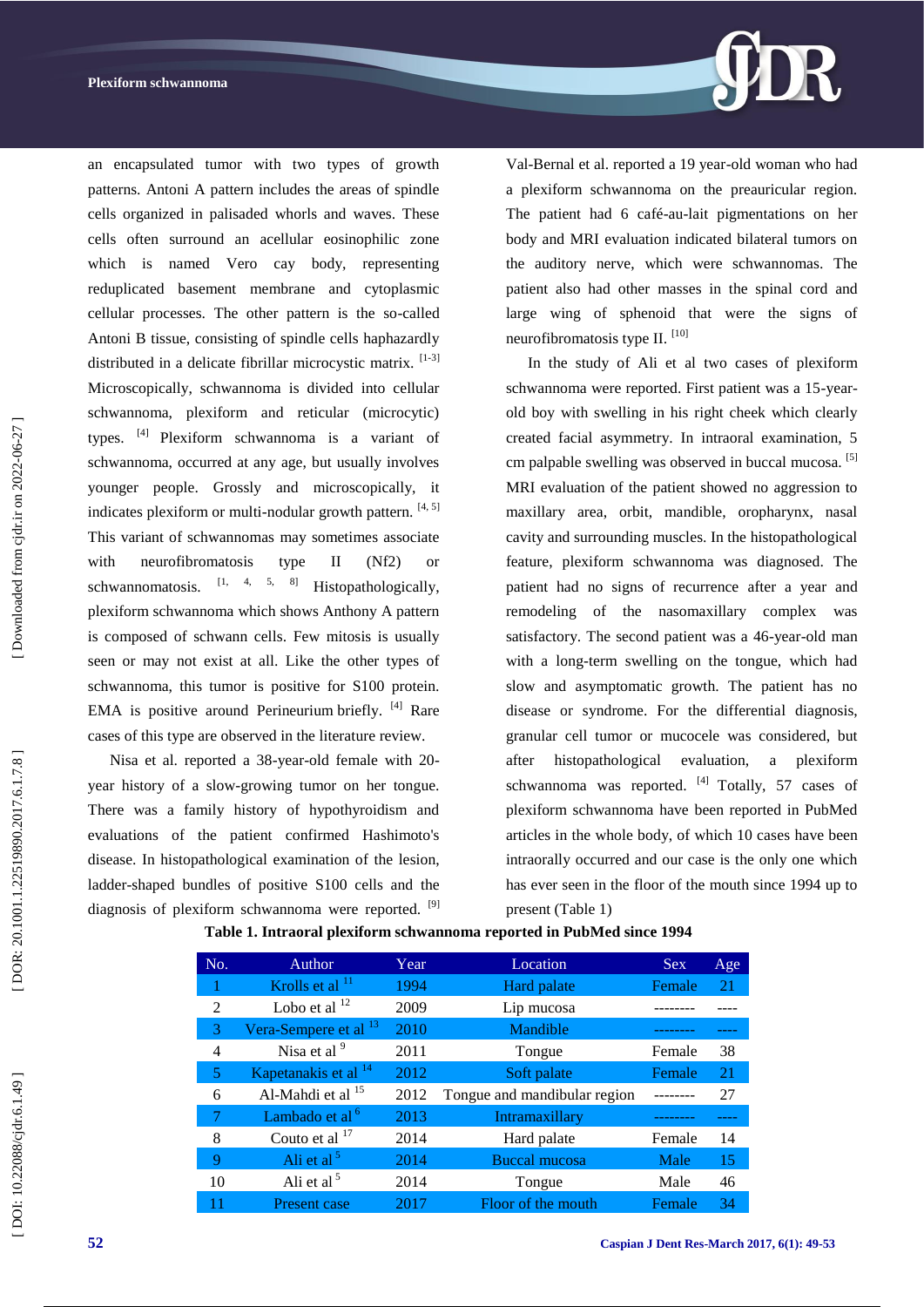an encapsulated tumor with two types of growth patterns. Antoni A pattern includes the areas of spindle cells organized in palisaded whorls and waves. These cells often surround an acellular eosinophilic zone which is named Vero cay body, representing reduplicated basement membrane and cytoplasmic cellular processes. The other pattern is the so-called Antoni B tissue, consisting of spindle cells haphazardly distributed in a delicate fibrillar microcystic matrix. [1-3] Microscopically, schwannoma is divided into cellular schwannoma, plexiform and reticular (microcytic) types. [4] Plexiform schwannoma is a variant of schwannoma, occurred at any age, but usually involves younger people. Grossly and microscopically, it indicates plexiform or multi-nodular growth pattern. [4, 5] This variant of schwannomas may sometimes associate with neurofibromatosis type II (Nf2) or schwannomatosis. [1, 4, 5, 8] Histopathologically, plexiform schwannoma which shows Anthony A pattern is composed of schwann cells. Few mitosis is usually seen or may not exist at all. Like the other types of schwannoma, this tumor is positive for S100 protein. EMA is positive around Perineurium briefly. [4] Rare cases of this type are observed in the literature review.

Nisa et al. reported a 38-year-old female with 20-year history of a slow-growing tumor on her tongue. There was a family history of hypothyroidism and evaluations of the patient confirmed Hashimoto's disease. In histopathological examination of the lesion, ladder-shaped bundles of positive S100 cells and the diagnosis of plexiform schwannoma were reported. [9]

Val-Bernal et al. reported a 19 year-old woman who had a plexiform schwannoma on the preauricular region. The patient had 6 café-au-lait pigmentations on her body and MRI evaluation indicated bilateral tumors on the auditory nerve, which were schwannomas. The patient also had other masses in the spinal cord and large wing of sphenoid that were the signs of neurofibromatosis type II. [10]

In the study of Ali et al two cases of plexiform schwannoma were reported. First patient was a 15-year-old boy with swelling in his right cheek which clearly created facial asymmetry. In intraoral examination, 5 cm palpable swelling was observed in buccal mucosa. [5] MRI evaluation of the patient showed no aggression to maxillary area, orbit, mandible, oropharynx, nasal cavity and surrounding muscles. In the histopathological feature, plexiform schwannoma was diagnosed. The patient had no signs of recurrence after a year and remodeling of the nasomaxillary complex was satisfactory. The second patient was a 46-year-old man with a long-term swelling on the tongue, which had slow and asymptomatic growth. The patient has no disease or syndrome. For the differential diagnosis, granular cell tumor or mucocele was considered, but after histopathological evaluation, a plexiform schwannoma was reported. [4] Totally, 57 cases of plexiform schwannoma have been reported in PubMed articles in the whole body, of which 10 cases have been intraorally occurred and our case is the only one which has ever seen in the floor of the mouth since 1994 up to present (Table 1)

**Table 1. Intraoral plexiform schwannoma reported in PubMed since 1994**

| No. | Author | Year | Location | Sex | Age |
|---|---|---|---|---|---|
| 1 | Krolls et al [11] | 1994 | Hard palate | Female | 21 |
| 2 | Lobo et al [12] | 2009 | Lip mucosa | -------- | ---- |
| 3 | Vera-Sempere et al [13] | 2010 | Mandible | -------- | ---- |
| 4 | Nisa et al [9] | 2011 | Tongue | Female | 38 |
| 5 | Kapetanakis et al [14] | 2012 | Soft palate | Female | 21 |
| 6 | Al-Mahdi et al [15] | 2012 | Tongue and mandibular region | -------- | 27 |
| 7 | Lambado et al [6] | 2013 | Intramaxillary | -------- | ---- |
| 8 | Couto et al [17] | 2014 | Hard palate | Female | 14 |
| 9 | Ali et al [5] | 2014 | Buccal mucosa | Male | 15 |
| 10 | Ali et al [5] | 2014 | Tongue | Male | 46 |
| 11 | Present case | 2017 | Floor of the mouth | Female | 34 |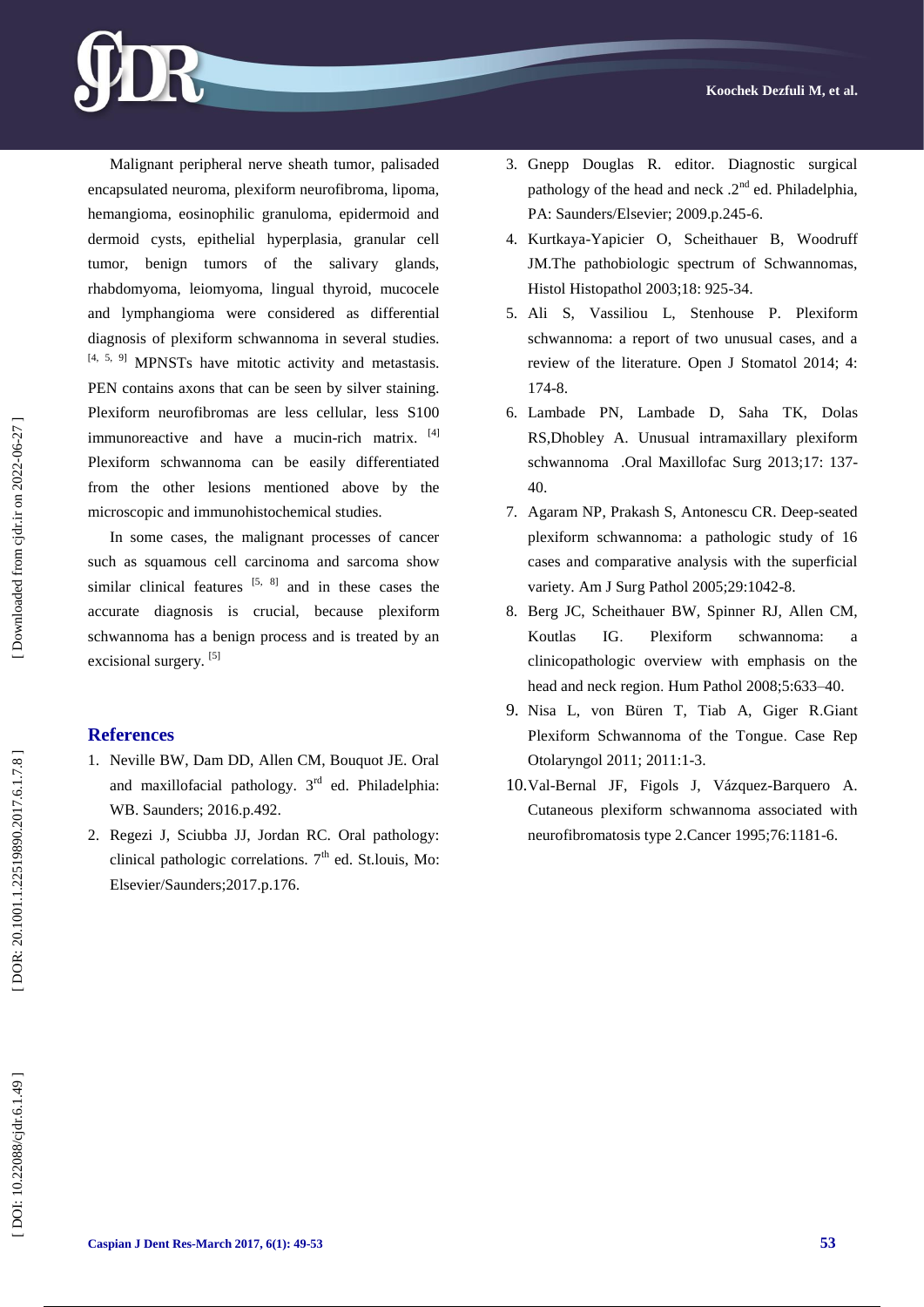Malignant peripheral nerve sheath tumor, palisaded encapsulated neuroma, plexiform neurofibroma, lipoma, hemangioma, eosinophilic granuloma, epidermoid and dermoid cysts, epithelial hyperplasia, granular cell tumor, benign tumors of the salivary glands, rhabdomyoma, leiomyoma, lingual thyroid, mucocele and lymphangioma were considered as differential diagnosis of plexiform schwannoma in several studies. [4, 5, 9] MPNSTs have mitotic activity and metastasis. PEN contains axons that can be seen by silver staining. Plexiform neurofibromas are less cellular, less S100 immunoreactive and have a mucin-rich matrix. [4] Plexiform schwannoma can be easily differentiated from the other lesions mentioned above by the microscopic and immunohistochemical studies.

In some cases, the malignant processes of cancer such as squamous cell carcinoma and sarcoma show similar clinical features [5, 8] and in these cases the accurate diagnosis is crucial, because plexiform schwannoma has a benign process and is treated by an excisional surgery. [5]

## References

1. Neville BW, Dam DD, Allen CM, Bouquot JE. Oral and maxillofacial pathology. 3rd ed. Philadelphia: WB. Saunders; 2016.p.492.
2. Regezi J, Sciubba JJ, Jordan RC. Oral pathology: clinical pathologic correlations. 7th ed. St.louis, Mo: Elsevier/Saunders;2017.p.176.
3. Gnepp Douglas R. editor. Diagnostic surgical pathology of the head and neck .2nd ed. Philadelphia, PA: Saunders/Elsevier; 2009.p.245-6.
4. Kurtkaya-Yapicier O, Scheithauer B, Woodruff JM.The pathobiologic spectrum of Schwannomas, Histol Histopathol 2003;18: 925-34.
5. Ali S, Vassiliou L, Stenhouse P. Plexiform schwannoma: a report of two unusual cases, and a review of the literature. Open J Stomatol 2014; 4: 174-8.
6. Lambade PN, Lambade D, Saha TK, Dolas RS,Dhobley A. Unusual intramaxillary plexiform schwannoma .Oral Maxillofac Surg 2013;17: 137-40.
7. Agaram NP, Prakash S, Antonescu CR. Deep-seated plexiform schwannoma: a pathologic study of 16 cases and comparative analysis with the superficial variety. Am J Surg Pathol 2005;29:1042-8.
8. Berg JC, Scheithauer BW, Spinner RJ, Allen CM, Koutlas IG. Plexiform schwannoma: a clinicopathologic overview with emphasis on the head and neck region. Hum Pathol 2008;5:633–40.
9. Nisa L, von Büren T, Tiab A, Giger R.Giant Plexiform Schwannoma of the Tongue. Case Rep Otolaryngol 2011; 2011:1-3.
10. Val-Bernal JF, Figols J, Vázquez-Barquero A. Cutaneous plexiform schwannoma associated with neurofibromatosis type 2.Cancer 1995;76:1181-6.